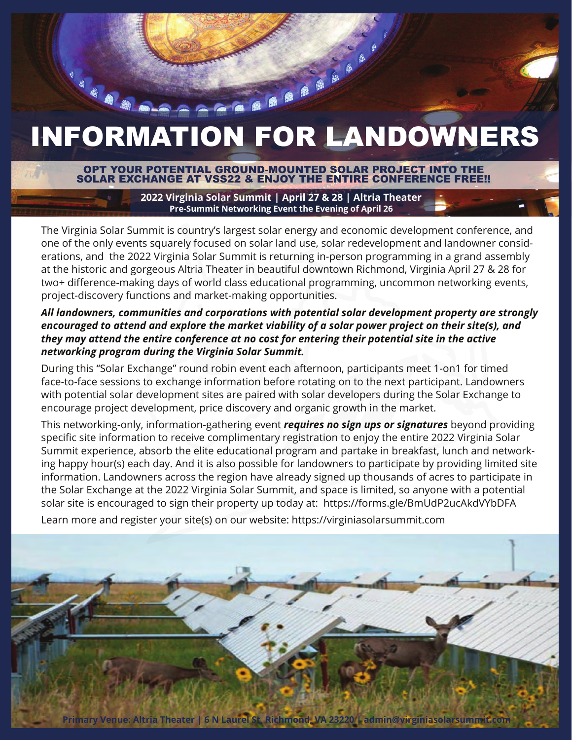# INFORMATION FOR LANDOWNERS

## OPT YOUR POTENTIAL GROUND-MOUNTED SOLAR PROJECT INTO THE SOLAR EXCHANGE AT VSS22 & ENJOY THE ENTIRE CONFERENCE FREE!!

**2022 Virginia Solar Summit | April 27 & 28 | Altria Theater**
**Pre-Summit Networking Event the Evening of April 26**

The Virginia Solar Summit is country's largest solar energy and economic development conference, and one of the only events squarely focused on solar land use, solar redevelopment and landowner considerations, and the 2022 Virginia Solar Summit is returning in-person programming in a grand assembly at the historic and gorgeous Altria Theater in beautiful downtown Richmond, Virginia April 27 & 28 for two+ difference-making days of world class educational programming, uncommon networking events, project-discovery functions and market-making opportunities.

***All landowners, communities and corporations with potential solar development property are strongly encouraged to attend and explore the market viability of a solar power project on their site(s), and they may attend the entire conference at no cost for entering their potential site in the active networking program during the Virginia Solar Summit.***

During this "Solar Exchange" round robin event each afternoon, participants meet 1-on1 for timed face-to-face sessions to exchange information before rotating on to the next participant. Landowners with potential solar development sites are paired with solar developers during the Solar Exchange to encourage project development, price discovery and organic growth in the market.

This networking-only, information-gathering event ***requires no sign ups or signatures*** beyond providing specific site information to receive complimentary registration to enjoy the entire 2022 Virginia Solar Summit experience, absorb the elite educational program and partake in breakfast, lunch and networking happy hour(s) each day. And it is also possible for landowners to participate by providing limited site information. Landowners across the region have already signed up thousands of acres to participate in the Solar Exchange at the 2022 Virginia Solar Summit, and space is limited, so anyone with a potential solar site is encouraged to sign their property up today at: https://forms.gle/BmUdP2ucAkdVYbDFA

Learn more and register your site(s) on our website: https://virginiasolarsummit.com

**Primary Venue: Altria Theater | 6 N Laurel St. Richmond, VA 23220 | admin@virginiasolarsummit.com**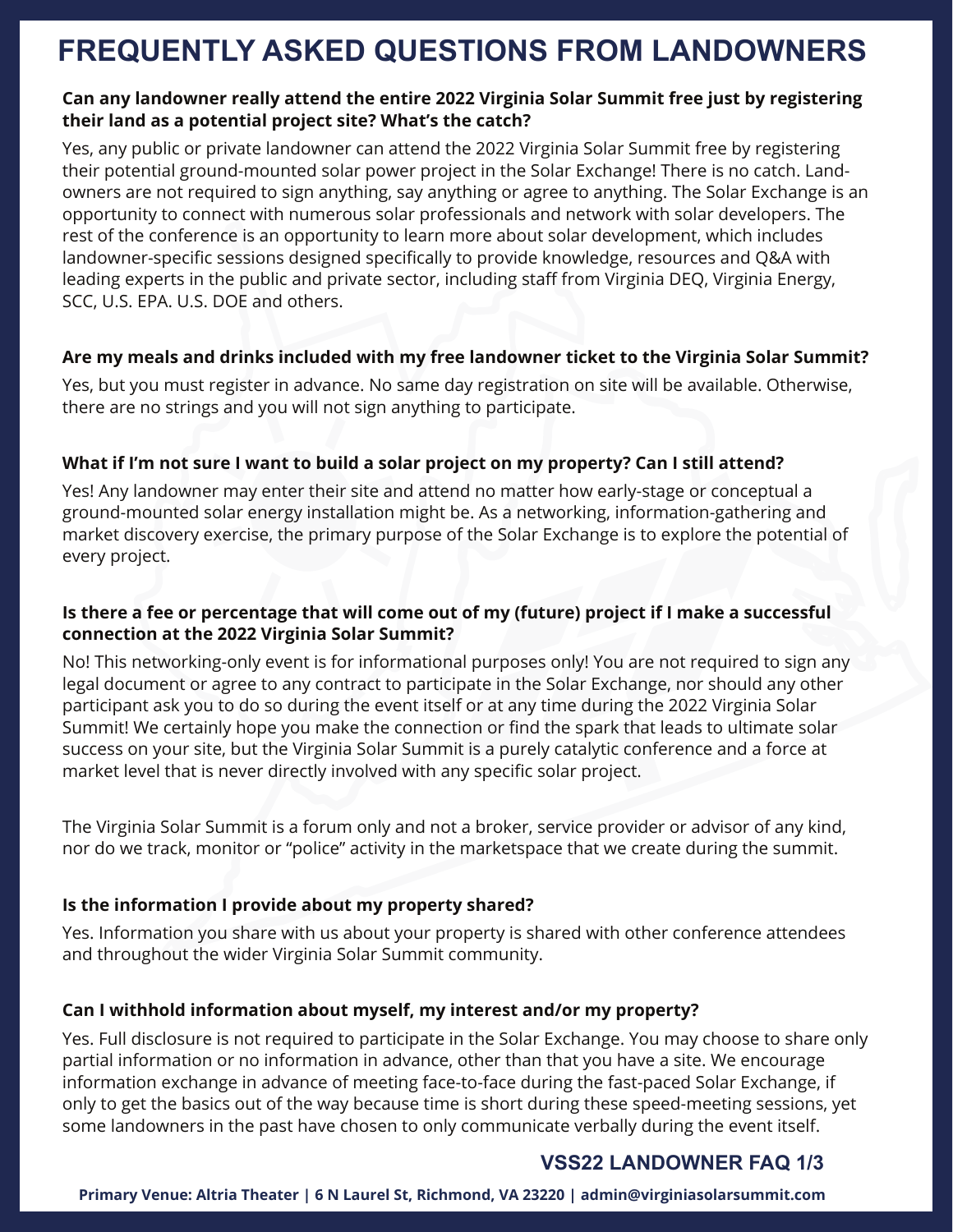# FREQUENTLY ASKED QUESTIONS FROM LANDOWNERS

**Can any landowner really attend the entire 2022 Virginia Solar Summit free just by registering their land as a potential project site? What's the catch?**

Yes, any public or private landowner can attend the 2022 Virginia Solar Summit free by registering their potential ground-mounted solar power project in the Solar Exchange! There is no catch. Land-owners are not required to sign anything, say anything or agree to anything. The Solar Exchange is an opportunity to connect with numerous solar professionals and network with solar developers. The rest of the conference is an opportunity to learn more about solar development, which includes landowner-specific sessions designed specifically to provide knowledge, resources and Q&A with leading experts in the public and private sector, including staff from Virginia DEQ, Virginia Energy, SCC, U.S. EPA. U.S. DOE and others.

**Are my meals and drinks included with my free landowner ticket to the Virginia Solar Summit?**

Yes, but you must register in advance. No same day registration on site will be available. Otherwise, there are no strings and you will not sign anything to participate.

**What if I'm not sure I want to build a solar project on my property? Can I still attend?**

Yes! Any landowner may enter their site and attend no matter how early-stage or conceptual a ground-mounted solar energy installation might be. As a networking, information-gathering and market discovery exercise, the primary purpose of the Solar Exchange is to explore the potential of every project.

**Is there a fee or percentage that will come out of my (future) project if I make a successful connection at the 2022 Virginia Solar Summit?**

No! This networking-only event is for informational purposes only! You are not required to sign any legal document or agree to any contract to participate in the Solar Exchange, nor should any other participant ask you to do so during the event itself or at any time during the 2022 Virginia Solar Summit! We certainly hope you make the connection or find the spark that leads to ultimate solar success on your site, but the Virginia Solar Summit is a purely catalytic conference and a force at market level that is never directly involved with any specific solar project.

The Virginia Solar Summit is a forum only and not a broker, service provider or advisor of any kind, nor do we track, monitor or "police" activity in the marketspace that we create during the summit.

**Is the information I provide about my property shared?**

Yes. Information you share with us about your property is shared with other conference attendees and throughout the wider Virginia Solar Summit community.

**Can I withhold information about myself, my interest and/or my property?**

Yes. Full disclosure is not required to participate in the Solar Exchange. You may choose to share only partial information or no information in advance, other than that you have a site. We encourage information exchange in advance of meeting face-to-face during the fast-paced Solar Exchange, if only to get the basics out of the way because time is short during these speed-meeting sessions, yet some landowners in the past have chosen to only communicate verbally during the event itself.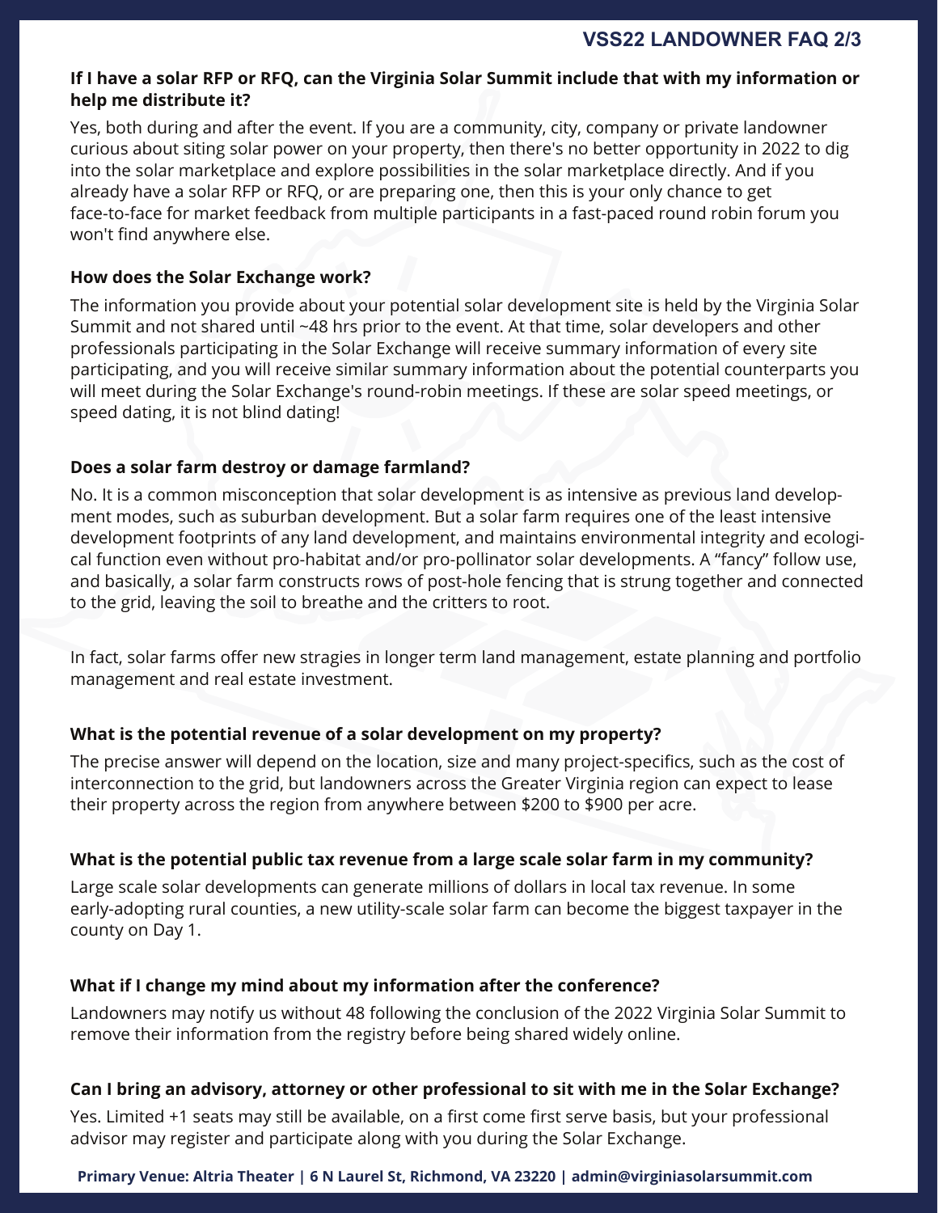**If I have a solar RFP or RFQ, can the Virginia Solar Summit include that with my information or help me distribute it?**

Yes, both during and after the event. If you are a community, city, company or private landowner curious about siting solar power on your property, then there's no better opportunity in 2022 to dig into the solar marketplace and explore possibilities in the solar marketplace directly. And if you already have a solar RFP or RFQ, or are preparing one, then this is your only chance to get face-to-face for market feedback from multiple participants in a fast-paced round robin forum you won't find anywhere else.

**How does the Solar Exchange work?**

The information you provide about your potential solar development site is held by the Virginia Solar Summit and not shared until ~48 hrs prior to the event. At that time, solar developers and other professionals participating in the Solar Exchange will receive summary information of every site participating, and you will receive similar summary information about the potential counterparts you will meet during the Solar Exchange's round-robin meetings. If these are solar speed meetings, or speed dating, it is not blind dating!

**Does a solar farm destroy or damage farmland?**

No. It is a common misconception that solar development is as intensive as previous land development modes, such as suburban development. But a solar farm requires one of the least intensive development footprints of any land development, and maintains environmental integrity and ecological function even without pro-habitat and/or pro-pollinator solar developments. A "fancy" follow use, and basically, a solar farm constructs rows of post-hole fencing that is strung together and connected to the grid, leaving the soil to breathe and the critters to root.

In fact, solar farms offer new stragies in longer term land management, estate planning and portfolio management and real estate investment.

**What is the potential revenue of a solar development on my property?**

The precise answer will depend on the location, size and many project-specifics, such as the cost of interconnection to the grid, but landowners across the Greater Virginia region can expect to lease their property across the region from anywhere between $200 to $900 per acre.

**What is the potential public tax revenue from a large scale solar farm in my community?**

Large scale solar developments can generate millions of dollars in local tax revenue. In some early-adopting rural counties, a new utility-scale solar farm can become the biggest taxpayer in the county on Day 1.

**What if I change my mind about my information after the conference?**

Landowners may notify us without 48 following the conclusion of the 2022 Virginia Solar Summit to remove their information from the registry before being shared widely online.

**Can I bring an advisory, attorney or other professional to sit with me in the Solar Exchange?**

Yes. Limited +1 seats may still be available, on a first come first serve basis, but your professional advisor may register and participate along with you during the Solar Exchange.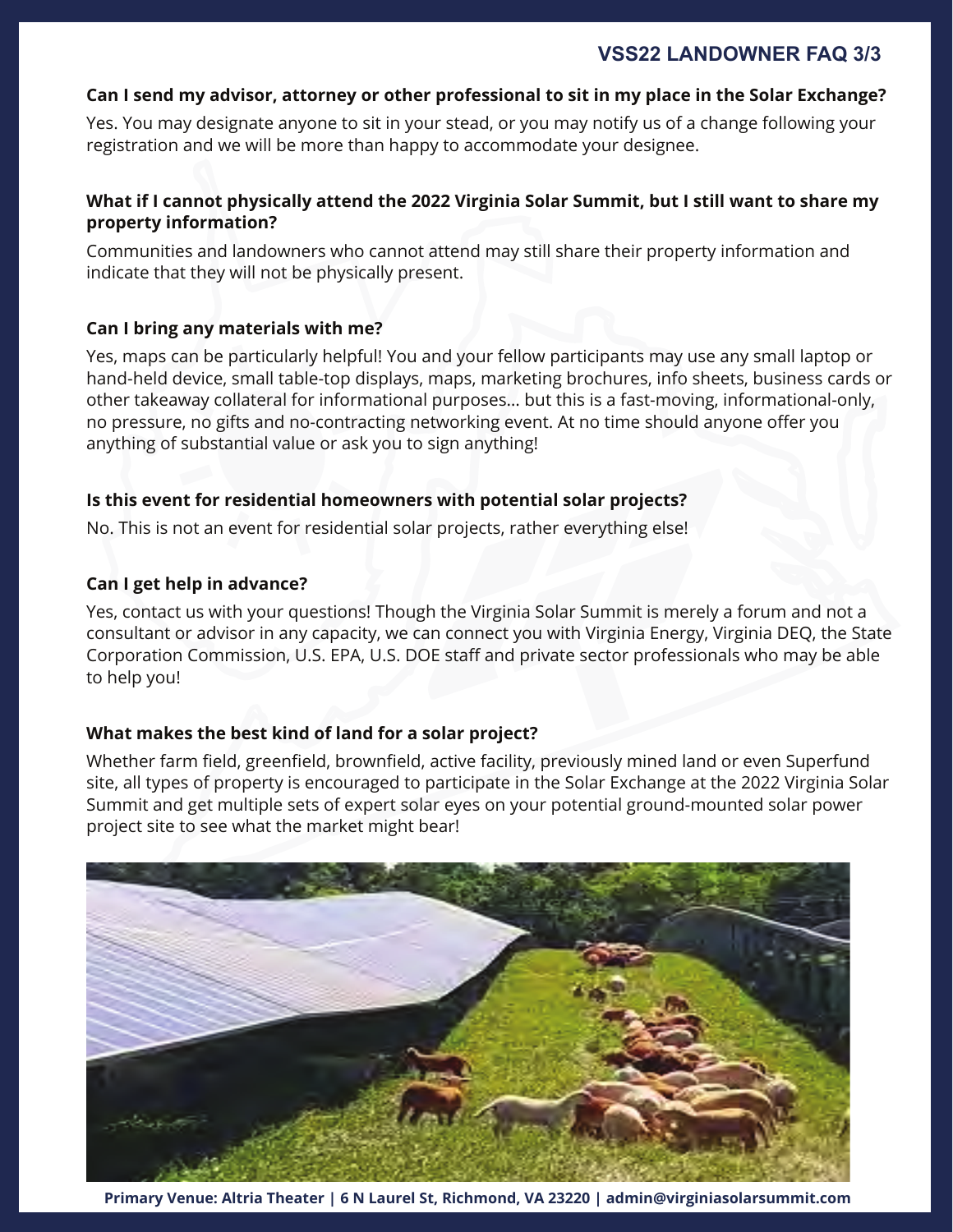**Can I send my advisor, attorney or other professional to sit in my place in the Solar Exchange?**

Yes. You may designate anyone to sit in your stead, or you may notify us of a change following your registration and we will be more than happy to accommodate your designee.

**What if I cannot physically attend the 2022 Virginia Solar Summit, but I still want to share my property information?**

Communities and landowners who cannot attend may still share their property information and indicate that they will not be physically present.

**Can I bring any materials with me?**

Yes, maps can be particularly helpful! You and your fellow participants may use any small laptop or hand-held device, small table-top displays, maps, marketing brochures, info sheets, business cards or other takeaway collateral for informational purposes... but this is a fast-moving, informational-only, no pressure, no gifts and no-contracting networking event. At no time should anyone offer you anything of substantial value or ask you to sign anything!

**Is this event for residential homeowners with potential solar projects?**

No. This is not an event for residential solar projects, rather everything else!

**Can I get help in advance?**

Yes, contact us with your questions! Though the Virginia Solar Summit is merely a forum and not a consultant or advisor in any capacity, we can connect you with Virginia Energy, Virginia DEQ, the State Corporation Commission, U.S. EPA, U.S. DOE staff and private sector professionals who may be able to help you!

**What makes the best kind of land for a solar project?**

Whether farm field, greenfield, brownfield, active facility, previously mined land or even Superfund site, all types of property is encouraged to participate in the Solar Exchange at the 2022 Virginia Solar Summit and get multiple sets of expert solar eyes on your potential ground-mounted solar power project site to see what the market might bear!

**Primary Venue: Altria Theater | 6 N Laurel St, Richmond, VA 23220 | admin@virginiasolarsummit.com**